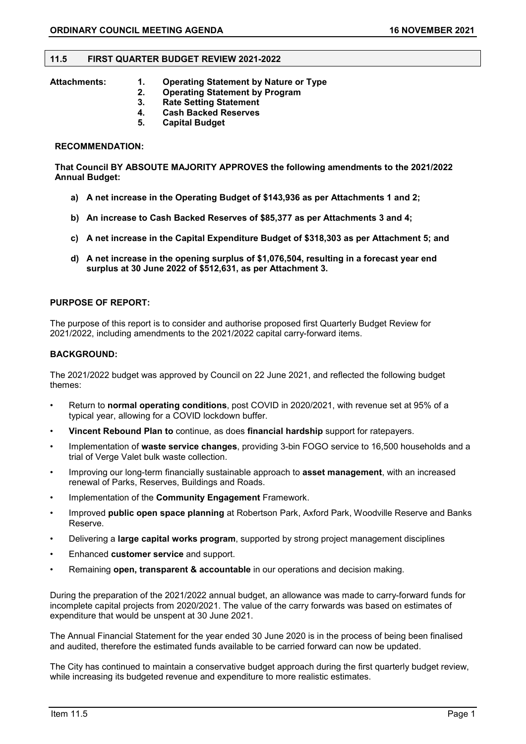## 11.5 FIRST QUARTER BUDGET REVIEW 2021-2022

**Attachments:**

1. **Operating Statement by Nature or Type**
2. **Operating Statement by Program**
3. **Rate Setting Statement**
4. **Cash Backed Reserves**
5. **Capital Budget**

**RECOMMENDATION:**

**That Council BY ABSOUTE MAJORITY APPROVES the following amendments to the 2021/2022 Annual Budget:**

a) **A net increase in the Operating Budget of $143,936 as per Attachments 1 and 2;**

b) **An increase to Cash Backed Reserves of $85,377 as per Attachments 3 and 4;**

c) **A net increase in the Capital Expenditure Budget of $318,303 as per Attachment 5; and**

d) **A net increase in the opening surplus of $1,076,504, resulting in a forecast year end surplus at 30 June 2022 of $512,631, as per Attachment 3.**

**PURPOSE OF REPORT:**

The purpose of this report is to consider and authorise proposed first Quarterly Budget Review for 2021/2022, including amendments to the 2021/2022 capital carry-forward items.

**BACKGROUND:**

The 2021/2022 budget was approved by Council on 22 June 2021, and reflected the following budget themes:

- Return to **normal operating conditions**, post COVID in 2020/2021, with revenue set at 95% of a typical year, allowing for a COVID lockdown buffer.
- **Vincent Rebound Plan to** continue, as does **financial hardship** support for ratepayers.
- Implementation of **waste service changes**, providing 3-bin FOGO service to 16,500 households and a trial of Verge Valet bulk waste collection.
- Improving our long-term financially sustainable approach to **asset management**, with an increased renewal of Parks, Reserves, Buildings and Roads.
- Implementation of the **Community Engagement** Framework.
- Improved **public open space planning** at Robertson Park, Axford Park, Woodville Reserve and Banks Reserve.
- Delivering a **large capital works program**, supported by strong project management disciplines
- Enhanced **customer service** and support.
- Remaining **open, transparent & accountable** in our operations and decision making.

During the preparation of the 2021/2022 annual budget, an allowance was made to carry-forward funds for incomplete capital projects from 2020/2021. The value of the carry forwards was based on estimates of expenditure that would be unspent at 30 June 2021.

The Annual Financial Statement for the year ended 30 June 2020 is in the process of being been finalised and audited, therefore the estimated funds available to be carried forward can now be updated.

The City has continued to maintain a conservative budget approach during the first quarterly budget review, while increasing its budgeted revenue and expenditure to more realistic estimates.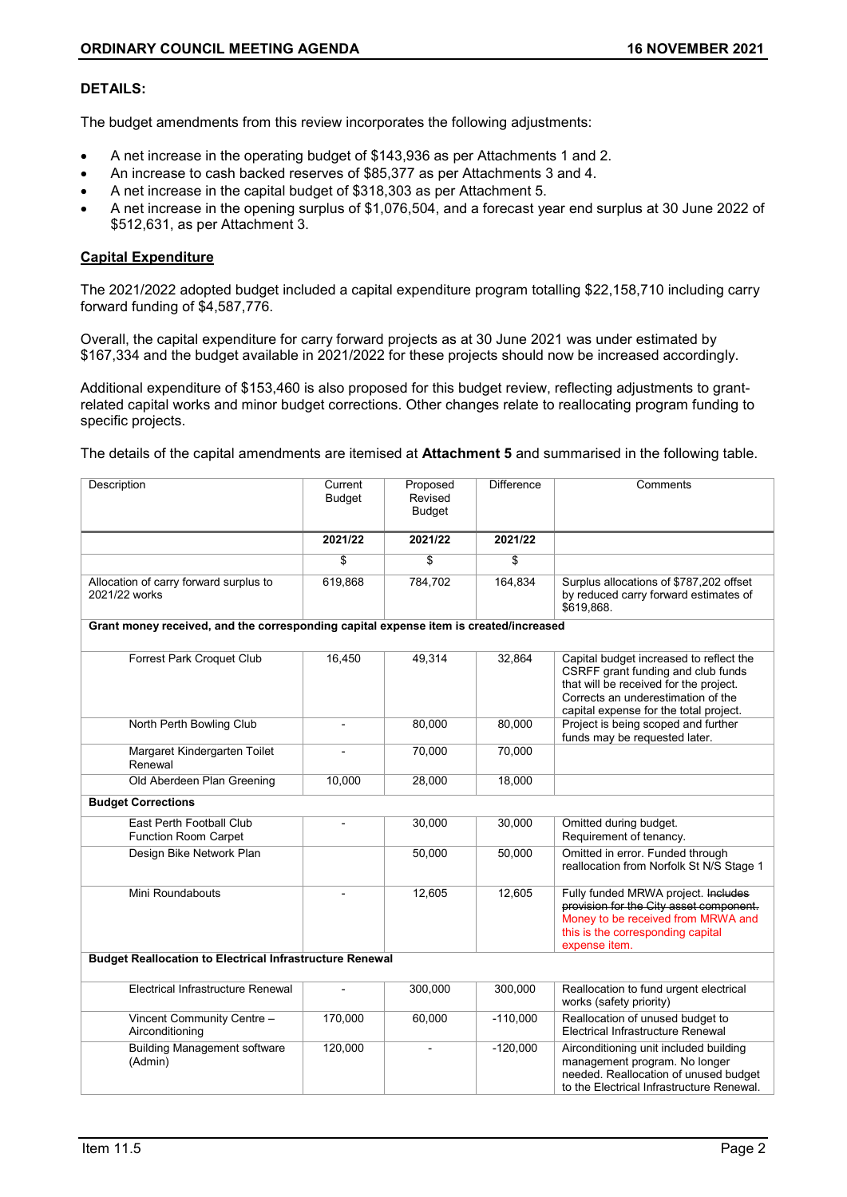**DETAILS:**

The budget amendments from this review incorporates the following adjustments:

- A net increase in the operating budget of $143,936 as per Attachments 1 and 2.
- An increase to cash backed reserves of $85,377 as per Attachments 3 and 4.
- A net increase in the capital budget of $318,303 as per Attachment 5.
- A net increase in the opening surplus of $1,076,504, and a forecast year end surplus at 30 June 2022 of $512,631, as per Attachment 3.

**Capital Expenditure**

The 2021/2022 adopted budget included a capital expenditure program totalling $22,158,710 including carry forward funding of $4,587,776.

Overall, the capital expenditure for carry forward projects as at 30 June 2021 was under estimated by $167,334 and the budget available in 2021/2022 for these projects should now be increased accordingly.

Additional expenditure of $153,460 is also proposed for this budget review, reflecting adjustments to grant-related capital works and minor budget corrections. Other changes relate to reallocating program funding to specific projects.

The details of the capital amendments are itemised at **Attachment 5** and summarised in the following table.

| Description | Current Budget | Proposed Revised Budget | Difference | Comments |
|---|---|---|---|---|
| | **2021/22** | **2021/22** | **2021/22** | |
| | $ | $ | $ | |
| Allocation of carry forward surplus to 2021/22 works | 619,868 | 784,702 | 164,834 | Surplus allocations of $787,202 offset by reduced carry forward estimates of $619,868. |
| **Grant money received, and the corresponding capital expense item is created/increased** | | | | |
| Forrest Park Croquet Club | 16,450 | 49,314 | 32,864 | Capital budget increased to reflect the CSRFF grant funding and club funds that will be received for the project. Corrects an underestimation of the capital expense for the total project. |
| North Perth Bowling Club | - | 80,000 | 80,000 | Project is being scoped and further funds may be requested later. |
| Margaret Kindergarten Toilet Renewal | - | 70,000 | 70,000 | |
| Old Aberdeen Plan Greening | 10,000 | 28,000 | 18,000 | |
| **Budget Corrections** | | | | |
| East Perth Football Club Function Room Carpet | - | 30,000 | 30,000 | Omitted during budget. Requirement of tenancy. |
| Design Bike Network Plan | | 50,000 | 50,000 | Omitted in error. Funded through reallocation from Norfolk St N/S Stage 1 |
| Mini Roundabouts | - | 12,605 | 12,605 | Fully funded MRWA project. ~~Includes provision for the City asset component.~~ Money to be received from MRWA and this is the corresponding capital expense item. |
| **Budget Reallocation to Electrical Infrastructure Renewal** | | | | |
| Electrical Infrastructure Renewal | - | 300,000 | 300,000 | Reallocation to fund urgent electrical works (safety priority) |
| Vincent Community Centre – Airconditioning | 170,000 | 60,000 | -110,000 | Reallocation of unused budget to Electrical Infrastructure Renewal |
| Building Management software (Admin) | 120,000 | - | -120,000 | Airconditioning unit included building management program. No longer needed. Reallocation of unused budget to the Electrical Infrastructure Renewal. |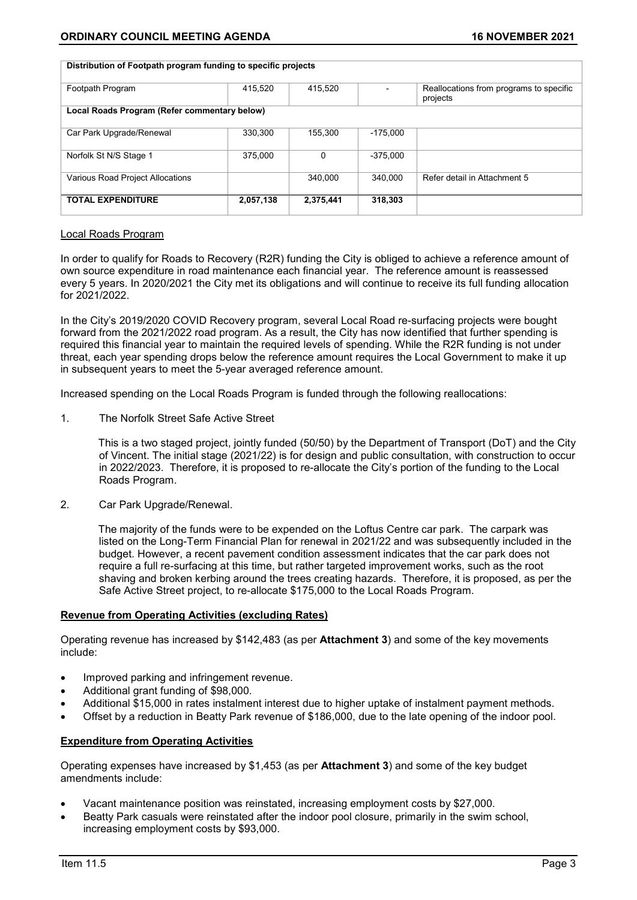| Distribution of Footpath program funding to specific projects | | | | |
|---|---|---|---|---|
| Footpath Program | 415,520 | 415,520 | - | Reallocations from programs to specific projects |
| **Local Roads Program (Refer commentary below)** | | | | |
| Car Park Upgrade/Renewal | 330,300 | 155,300 | -175,000 | |
| Norfolk St N/S Stage 1 | 375,000 | 0 | -375,000 | |
| Various Road Project Allocations | | 340,000 | 340,000 | Refer detail in Attachment 5 |
| **TOTAL EXPENDITURE** | **2,057,138** | **2,375,441** | **318,303** | |

Local Roads Program

In order to qualify for Roads to Recovery (R2R) funding the City is obliged to achieve a reference amount of own source expenditure in road maintenance each financial year. The reference amount is reassessed every 5 years. In 2020/2021 the City met its obligations and will continue to receive its full funding allocation for 2021/2022.

In the City's 2019/2020 COVID Recovery program, several Local Road re-surfacing projects were bought forward from the 2021/2022 road program. As a result, the City has now identified that further spending is required this financial year to maintain the required levels of spending. While the R2R funding is not under threat, each year spending drops below the reference amount requires the Local Government to make it up in subsequent years to meet the 5-year averaged reference amount.

Increased spending on the Local Roads Program is funded through the following reallocations:

1. The Norfolk Street Safe Active Street

   This is a two staged project, jointly funded (50/50) by the Department of Transport (DoT) and the City of Vincent. The initial stage (2021/22) is for design and public consultation, with construction to occur in 2022/2023. Therefore, it is proposed to re-allocate the City's portion of the funding to the Local Roads Program.

2. Car Park Upgrade/Renewal.

   The majority of the funds were to be expended on the Loftus Centre car park. The carpark was listed on the Long-Term Financial Plan for renewal in 2021/22 and was subsequently included in the budget. However, a recent pavement condition assessment indicates that the car park does not require a full re-surfacing at this time, but rather targeted improvement works, such as the root shaving and broken kerbing around the trees creating hazards. Therefore, it is proposed, as per the Safe Active Street project, to re-allocate $175,000 to the Local Roads Program.

**Revenue from Operating Activities (excluding Rates)**

Operating revenue has increased by $142,483 (as per **Attachment 3**) and some of the key movements include:

- Improved parking and infringement revenue.
- Additional grant funding of $98,000.
- Additional $15,000 in rates instalment interest due to higher uptake of instalment payment methods.
- Offset by a reduction in Beatty Park revenue of $186,000, due to the late opening of the indoor pool.

**Expenditure from Operating Activities**

Operating expenses have increased by $1,453 (as per **Attachment 3**) and some of the key budget amendments include:

- Vacant maintenance position was reinstated, increasing employment costs by $27,000.
- Beatty Park casuals were reinstated after the indoor pool closure, primarily in the swim school, increasing employment costs by $93,000.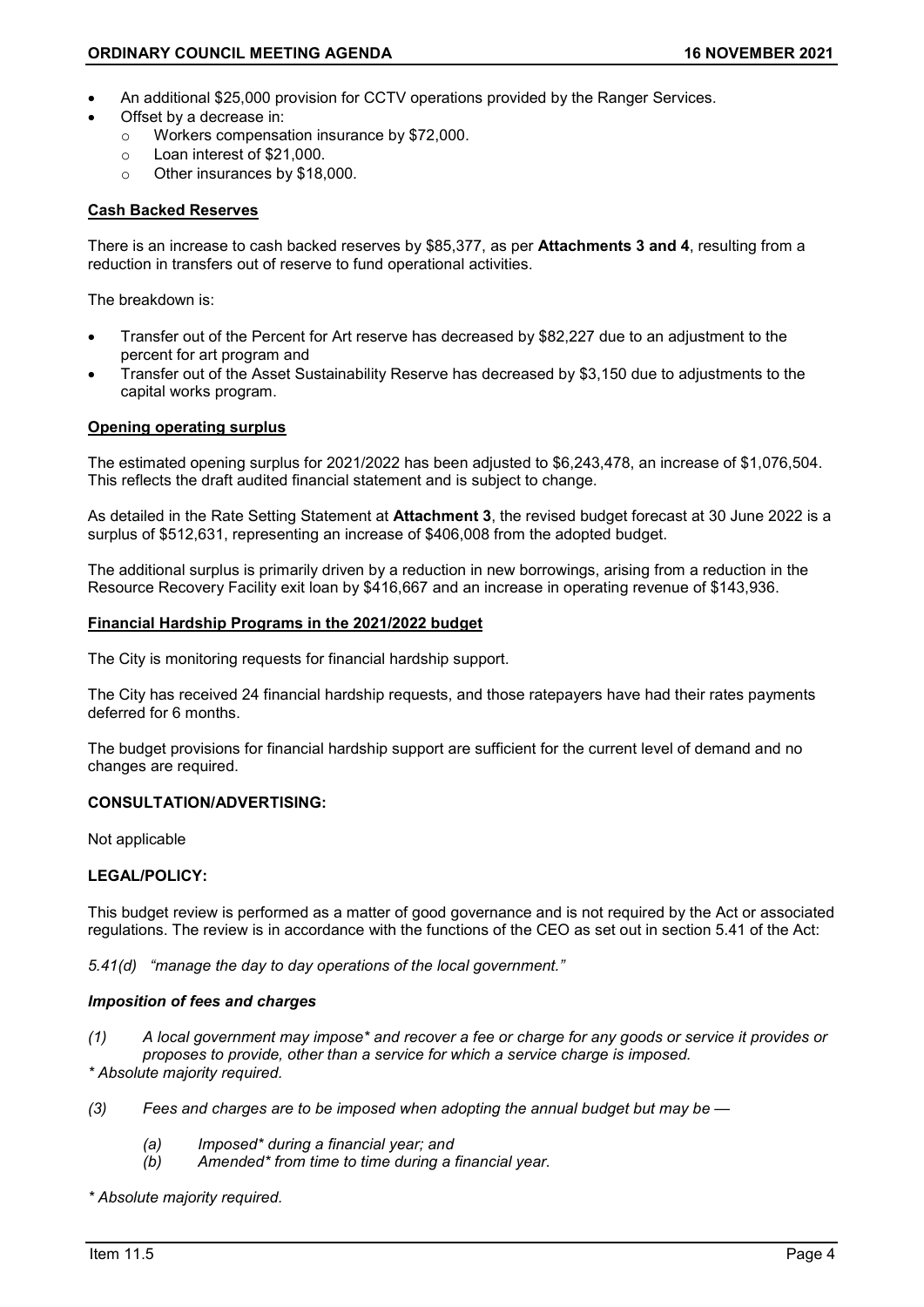- An additional $25,000 provision for CCTV operations provided by the Ranger Services.
- Offset by a decrease in:
  - Workers compensation insurance by $72,000.
  - Loan interest of $21,000.
  - Other insurances by $18,000.

**Cash Backed Reserves**

There is an increase to cash backed reserves by $85,377, as per **Attachments 3 and 4**, resulting from a reduction in transfers out of reserve to fund operational activities.

The breakdown is:

- Transfer out of the Percent for Art reserve has decreased by $82,227 due to an adjustment to the percent for art program and
- Transfer out of the Asset Sustainability Reserve has decreased by $3,150 due to adjustments to the capital works program.

**Opening operating surplus**

The estimated opening surplus for 2021/2022 has been adjusted to $6,243,478, an increase of $1,076,504. This reflects the draft audited financial statement and is subject to change.

As detailed in the Rate Setting Statement at **Attachment 3**, the revised budget forecast at 30 June 2022 is a surplus of $512,631, representing an increase of $406,008 from the adopted budget.

The additional surplus is primarily driven by a reduction in new borrowings, arising from a reduction in the Resource Recovery Facility exit loan by $416,667 and an increase in operating revenue of $143,936.

**Financial Hardship Programs in the 2021/2022 budget**

The City is monitoring requests for financial hardship support.

The City has received 24 financial hardship requests, and those ratepayers have had their rates payments deferred for 6 months.

The budget provisions for financial hardship support are sufficient for the current level of demand and no changes are required.

**CONSULTATION/ADVERTISING:**

Not applicable

**LEGAL/POLICY:**

This budget review is performed as a matter of good governance and is not required by the Act or associated regulations. The review is in accordance with the functions of the CEO as set out in section 5.41 of the Act:

*5.41(d) "manage the day to day operations of the local government."*

***Imposition of fees and charges***

*(1) A local government may impose* and recover a fee or charge for any goods or service it provides or proposes to provide, other than a service for which a service charge is imposed.*
*\* Absolute majority required.*

*(3) Fees and charges are to be imposed when adopting the annual budget but may be —*

*(a) Imposed* during a financial year; and*
*(b) Amended* from time to time during a financial year.*

*\* Absolute majority required.*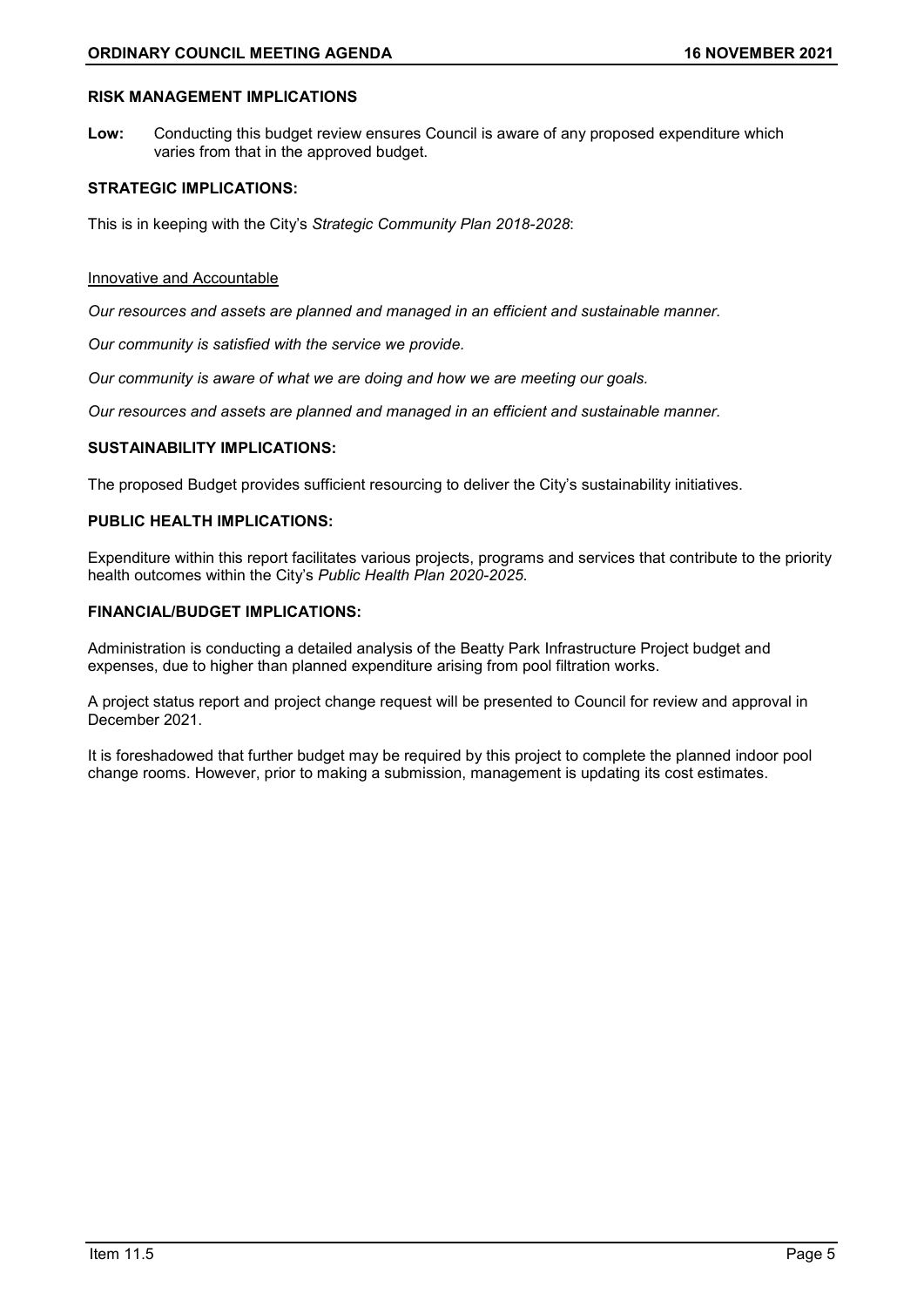### RISK MANAGEMENT IMPLICATIONS

**Low:** Conducting this budget review ensures Council is aware of any proposed expenditure which varies from that in the approved budget.

### STRATEGIC IMPLICATIONS:

This is in keeping with the City's *Strategic Community Plan 2018-2028*:

<u>Innovative and Accountable</u>

*Our resources and assets are planned and managed in an efficient and sustainable manner.*

*Our community is satisfied with the service we provide.*

*Our community is aware of what we are doing and how we are meeting our goals.*

*Our resources and assets are planned and managed in an efficient and sustainable manner.*

### SUSTAINABILITY IMPLICATIONS:

The proposed Budget provides sufficient resourcing to deliver the City's sustainability initiatives.

### PUBLIC HEALTH IMPLICATIONS:

Expenditure within this report facilitates various projects, programs and services that contribute to the priority health outcomes within the City's *Public Health Plan 2020-2025*.

### FINANCIAL/BUDGET IMPLICATIONS:

Administration is conducting a detailed analysis of the Beatty Park Infrastructure Project budget and expenses, due to higher than planned expenditure arising from pool filtration works.

A project status report and project change request will be presented to Council for review and approval in December 2021.

It is foreshadowed that further budget may be required by this project to complete the planned indoor pool change rooms. However, prior to making a submission, management is updating its cost estimates.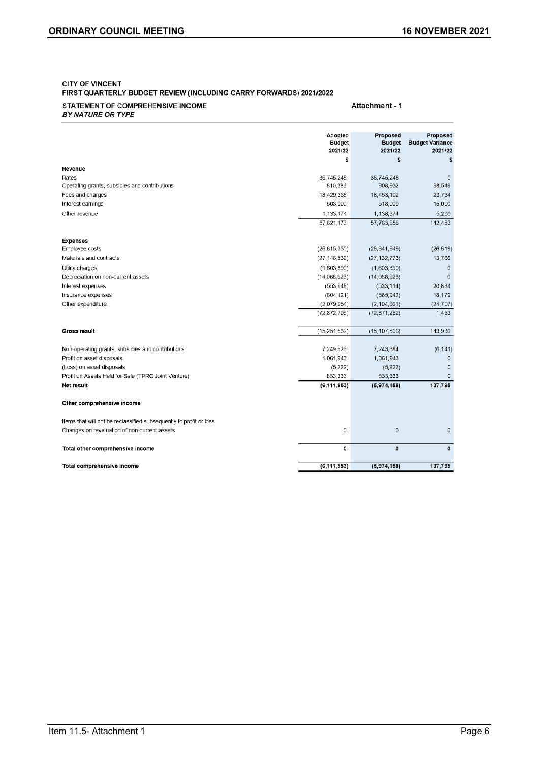**CITY OF VINCENT**
**FIRST QUARTERLY BUDGET REVIEW (INCLUDING CARRY FORWARDS) 2021/2022**

**STATEMENT OF COMPREHENSIVE INCOME** — **Attachment - 1**
***BY NATURE OR TYPE***

| | Adopted Budget 2021/22 | Proposed Budget 2021/22 | Proposed Budget Variance 2021/22 |
|---|---|---|---|
| | $ | $ | $ |
| **Revenue** | | | |
| Rates | 36,745,248 | 36,745,248 | 0 |
| Operating grants, subsidies and contributions | 810,383 | 908,932 | 98,549 |
| Fees and charges | 18,429,368 | 18,453,102 | 23,734 |
| Interest earnings | 503,000 | 518,000 | 15,000 |
| Other revenue | 1,133,174 | 1,138,374 | 5,200 |
| | 57,621,173 | 57,763,656 | 142,483 |
| **Expenses** | | | |
| Employee costs | (26,815,330) | (26,841,949) | (26,619) |
| Materials and contracts | (27,146,539) | (27,132,773) | 13,766 |
| Utility charges | (1,603,890) | (1,603,890) | 0 |
| Depreciation on non-current assets | (14,068,923) | (14,068,923) | 0 |
| Interest expenses | (553,948) | (533,114) | 20,834 |
| Insurance expenses | (604,121) | (585,942) | 18,179 |
| Other expenditure | (2,079,954) | (2,104,661) | (24,707) |
| | (72,872,705) | (72,871,252) | 1,453 |
| **Gross result** | (15,251,532) | (15,107,596) | 143,936 |
| Non-operating grants, subsidies and contributions | 7,249,525 | 7,243,384 | (6,141) |
| Profit on asset disposals | 1,061,943 | 1,061,943 | 0 |
| (Loss) on asset disposals | (5,222) | (5,222) | 0 |
| Profit on Assets Held for Sale (TPRC Joint Venture) | 833,333 | 833,333 | 0 |
| **Net result** | **(6,111,953)** | **(5,974,158)** | **137,795** |
| **Other comprehensive income** | | | |
| Items that will not be reclassified subsequently to profit or loss | | | |
| Changes on revaluation of non-current assets | 0 | 0 | 0 |
| **Total other comprehensive income** | **0** | **0** | **0** |
| **Total comprehensive income** | **(6,111,953)** | **(5,974,158)** | **137,795** |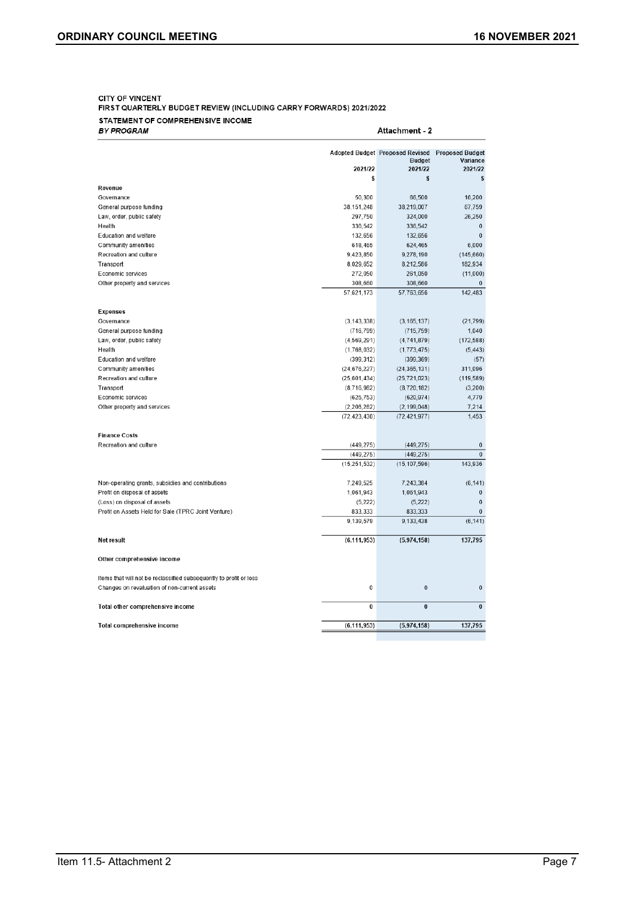**CITY OF VINCENT**
**FIRST QUARTERLY BUDGET REVIEW (INCLUDING CARRY FORWARDS) 2021/2022**

**STATEMENT OF COMPREHENSIVE INCOME**
***BY PROGRAM***

**Attachment - 2**

| | Adopted Budget 2021/22 | Proposed Revised Budget 2021/22 | Proposed Budget Variance 2021/22 |
|---|---|---|---|
| | $ | $ | $ |
| **Revenue** | | | |
| Governance | 50,300 | 66,500 | 16,200 |
| General purpose funding | 38,151,248 | 38,219,007 | 67,759 |
| Law, order, public safety | 297,750 | 324,000 | 26,250 |
| Health | 336,542 | 336,542 | 0 |
| Education and welfare | 132,656 | 132,656 | 0 |
| Community amenities | 618,465 | 624,465 | 6,000 |
| Recreation and culture | 9,423,850 | 9,278,190 | (145,660) |
| Transport | 8,029,652 | 8,212,586 | 182,934 |
| Economic services | 272,050 | 261,050 | (11,000) |
| Other property and services | 308,660 | 308,660 | 0 |
| | 57,621,173 | 57,763,656 | 142,483 |
| **Expenses** | | | |
| Governance | (3,143,338) | (3,165,137) | (21,799) |
| General purpose funding | (716,799) | (715,759) | 1,040 |
| Law, order, public safety | (4,569,291) | (4,741,879) | (172,588) |
| Health | (1,768,032) | (1,773,475) | (5,443) |
| Education and welfare | (399,312) | (399,369) | (57) |
| Community amenities | (24,676,227) | (24,365,131) | 311,096 |
| Recreation and culture | (25,601,434) | (25,721,023) | (119,589) |
| Transport | (8,716,982) | (8,720,182) | (3,200) |
| Economic services | (625,753) | (620,974) | 4,779 |
| Other property and services | (2,206,262) | (2,199,048) | 7,214 |
| | (72,423,430) | (72,421,977) | 1,453 |
| **Finance Costs** | | | |
| Recreation and culture | (449,275) | (449,275) | 0 |
| | (449,275) | (449,275) | 0 |
| | (15,251,532) | (15,107,596) | 143,936 |
| Non-operating grants, subsidies and contributions | 7,249,525 | 7,243,384 | (6,141) |
| Profit on disposal of assets | 1,061,943 | 1,061,943 | 0 |
| (Loss) on disposal of assets | (5,222) | (5,222) | 0 |
| Profit on Assets Held for Sale (TPRC Joint Venture) | 833,333 | 833,333 | 0 |
| | 9,139,579 | 9,133,438 | (6,141) |
| **Net result** | (6,111,953) | (5,974,158) | 137,795 |
| **Other comprehensive income** | | | |
| Items that will not be reclassified subsequently to profit or loss | | | |
| Changes on revaluation of non-current assets | 0 | 0 | 0 |
| **Total other comprehensive income** | 0 | 0 | 0 |
| **Total comprehensive income** | (6,111,953) | (5,974,158) | 137,795 |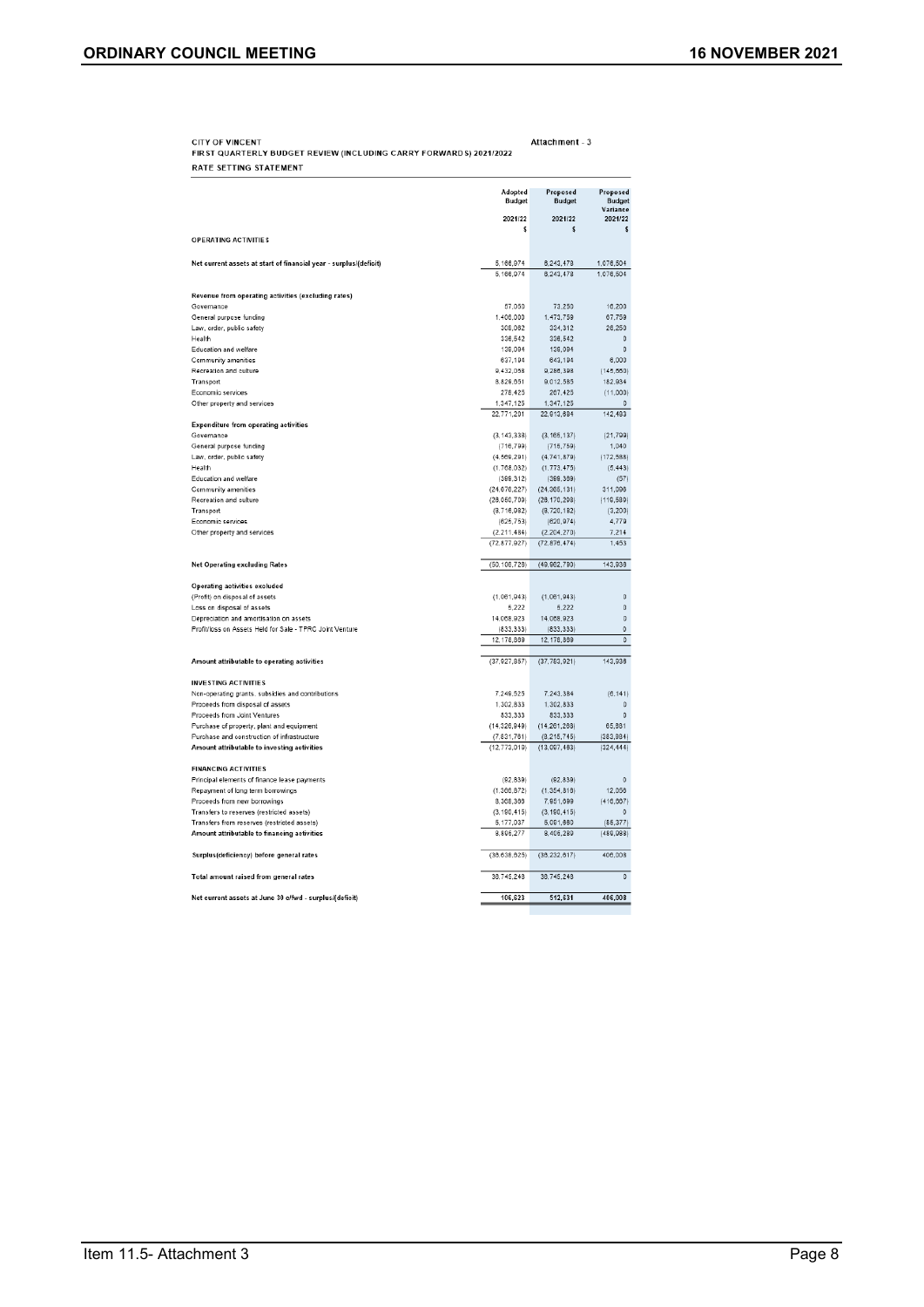CITY OF VINCENT

FIRST QUARTERLY BUDGET REVIEW (INCLUDING CARRY FORWARDS) 2021/2022

Attachment - 3

RATE SETTING STATEMENT

| | Adopted Budget 2021/22 $ | Proposed Budget 2021/22 $ | Proposed Budget Variance 2021/22 $ |
|---|---|---|---|
| **OPERATING ACTIVITIES** | | | |
| Net current assets at start of financial year - surplus/(deficit) | 5,166,974 | 6,243,478 | 1,076,504 |
| | 5,166,974 | 6,243,478 | 1,076,504 |
| **Revenue from operating activities (excluding rates)** | | | |
| Governance | 57,050 | 73,250 | 16,200 |
| General purpose funding | 1,406,000 | 1,473,759 | 67,759 |
| Law, order, public safety | 308,062 | 334,312 | 26,250 |
| Health | 336,542 | 336,542 | 0 |
| Education and welfare | 138,094 | 138,094 | 0 |
| Community amenities | 637,104 | 643,104 | 6,000 |
| Recreation and culture | 9,432,058 | 9,286,398 | (145,660) |
| Transport | 8,829,651 | 9,012,585 | 182,934 |
| Economic services | 278,425 | 267,425 | (11,000) |
| Other property and services | 1,347,125 | 1,347,125 | 0 |
| | 22,771,201 | 22,913,684 | 142,483 |
| **Expenditure from operating activities** | | | |
| Governance | (3,143,338) | (3,165,137) | (21,799) |
| General purpose funding | (716,799) | (715,759) | 1,040 |
| Law, order, public safety | (4,569,291) | (4,741,879) | (172,588) |
| Health | (1,768,032) | (1,773,475) | (5,443) |
| Education and welfare | (399,312) | (399,369) | (57) |
| Community amenities | (24,676,227) | (24,365,131) | 311,096 |
| Recreation and culture | (29,050,709) | (29,170,298) | (119,589) |
| Transport | (8,716,992) | (8,720,192) | (3,200) |
| Economic services | (625,753) | (620,974) | 4,779 |
| Other property and services | (2,211,484) | (2,204,270) | 7,214 |
| | (72,877,927) | (72,876,474) | 1,453 |
| **Net Operating excluding Rates** | (50,106,726) | (49,962,790) | 143,936 |
| **Operating activities excluded** | | | |
| (Profit) on disposal of assets | (1,061,943) | (1,061,943) | 0 |
| Loss on disposal of assets | 5,222 | 5,222 | 0 |
| Depreciation and amortisation on assets | 14,068,923 | 14,068,923 | 0 |
| Profit/loss on Assets Held for Sale - TPRC Joint Venture | (833,333) | (833,333) | 0 |
| | 12,178,869 | 12,178,869 | 0 |
| **Amount attributable to operating activities** | (37,927,857) | (37,783,921) | 143,936 |
| **INVESTING ACTIVITIES** | | | |
| Non-operating grants, subsidies and contributions | 7,249,525 | 7,243,384 | (6,141) |
| Proceeds from disposal of assets | 1,302,833 | 1,302,833 | 0 |
| Proceeds from Joint Ventures | 833,333 | 833,333 | 0 |
| Purchase of property, plant and equipment | (14,326,949) | (14,261,268) | 65,681 |
| Purchase and construction of infrastructure | (7,831,761) | (8,215,745) | (383,984) |
| **Amount attributable to investing activities** | (12,773,019) | (13,097,463) | (324,444) |
| **FINANCING ACTIVITIES** | | | |
| Principal elements of finance lease payments | (62,839) | (62,839) | 0 |
| Repayment of long term borrowings | (1,366,872) | (1,354,816) | 12,056 |
| Proceeds from new borrowings | 8,368,366 | 7,951,699 | (416,667) |
| Transfers to reserves (restricted assets) | (3,190,415) | (3,190,415) | 0 |
| Transfers from reserves (restricted assets) | 5,177,037 | 5,061,660 | (85,377) |
| **Amount attributable to financing activities** | 8,896,277 | 8,405,289 | (490,988) |
| **Surplus(deficiency) before general rates** | (36,638,625) | (36,232,617) | 406,008 |
| **Total amount raised from general rates** | 36,745,248 | 36,745,248 | 0 |
| **Net current assets at June 30 c/fwd - surplus/(deficit)** | 106,623 | 512,631 | 406,008 |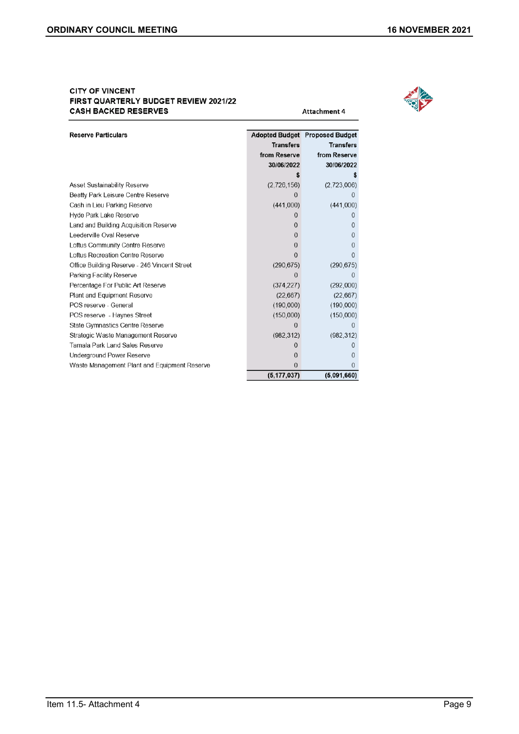**CITY OF VINCENT**
**FIRST QUARTERLY BUDGET REVIEW 2021/22**
**CASH BACKED RESERVES**

Attachment 4

| Reserve Particulars | Adopted Budget Transfers from Reserve 30/06/2022 | Proposed Budget Transfers from Reserve 30/06/2022 |
|---|---|---|
| | $ | $ |
| Asset Sustainability Reserve | (2,726,156) | (2,723,006) |
| Beatty Park Leisure Centre Reserve | 0 | 0 |
| Cash in Lieu Parking Reserve | (441,000) | (441,000) |
| Hyde Park Lake Reserve | 0 | 0 |
| Land and Building Acquisition Reserve | 0 | 0 |
| Leederville Oval Reserve | 0 | 0 |
| Loftus Community Centre Reserve | 0 | 0 |
| Loftus Recreation Centre Reserve | 0 | 0 |
| Office Building Reserve - 246 Vincent Street | (290,675) | (290,675) |
| Parking Facility Reserve | 0 | 0 |
| Percentage For Public Art Reserve | (374,227) | (292,000) |
| Plant and Equipment Reserve | (22,667) | (22,667) |
| POS reserve - General | (190,000) | (190,000) |
| POS reserve - Haynes Street | (150,000) | (150,000) |
| State Gymnastics Centre Reserve | 0 | 0 |
| Strategic Waste Management Reserve | (982,312) | (982,312) |
| Tamala Park Land Sales Reserve | 0 | 0 |
| Underground Power Reserve | 0 | 0 |
| Waste Management Plant and Equipment Reserve | 0 | 0 |
| | **(5,177,037)** | **(5,091,660)** |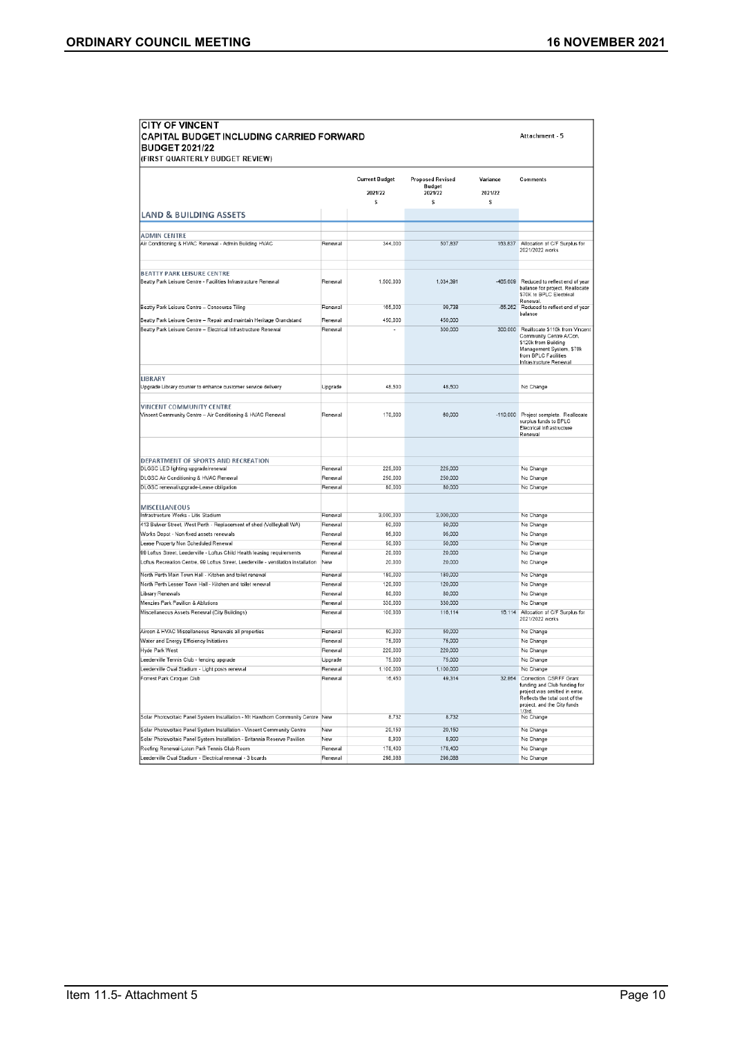**CITY OF VINCENT**
**CAPITAL BUDGET INCLUDING CARRIED FORWARD**
**BUDGET 2021/22**
**(FIRST QUARTERLY BUDGET REVIEW)**

Attachment - 5

| | | Current Budget 2021/22 $ | Proposed Revised Budget 2021/22 $ | Variance 2021/22 $ | Comments |
|---|---|---|---|---|---|
| **LAND & BUILDING ASSETS** | | | | | |
| **ADMIN CENTRE** | | | | | |
| Air Conditioning & HVAC Renewal - Admin Building HVAC | Renewal | 344,000 | 507,837 | 163,837 | Allocation of C/F Surplus for 2021/2022 works |
| **BEATTY PARK LEISURE CENTRE** | | | | | |
| Beatty Park Leisure Centre - Facilities Infrastructure Renewal | Renewal | 1,500,000 | 1,034,391 | -465,609 | Reduced to reflect end of year balance for project. Reallocate $70K to BPLC Electrical Renewal. |
| Beatty Park Leisure Centre – Concourse Tiling | Renewal | 165,000 | 99,738 | -65,262 | Reduced to reflect end of year balance |
| Beatty Park Leisure Centre – Repair and maintain Heritage Grandstand | Renewal | 450,000 | 450,000 | | |
| Beatty Park Leisure Centre – Electrical Infrastructure Renewal | Renewal | - | 300,000 | 300,000 | Reallocate $110k from Vincent Community Centre A/Con, $120k from Building Management System, $70k from BPLC Facilities Infrastructure Renewal |
| **LIBRARY** | | | | | |
| Upgrade Library counter to enhance customer service delivery | Upgrade | 48,500 | 48,500 | | No Change |
| **VINCENT COMMUNITY CENTRE** | | | | | |
| Vincent Community Centre – Air Conditioning & HVAC Renewal | Renewal | 170,000 | 60,000 | -110,000 | Project complete. Reallocate surplus funds to BPLC Electrical Infrastructure Renewal |
| **DEPARTMENT OF SPORTS AND RECREATION** | | | | | |
| DLGSC LED lighting upgrade/renewal | Renewal | 225,000 | 225,000 | | No Change |
| DLGSC Air Conditioning & HVAC Renewal | Renewal | 250,000 | 250,000 | | No Change |
| DLGSC renewal/upgrade-Lease obligation | Renewal | 80,000 | 80,000 | | No Change |
| **MISCELLANEOUS** | | | | | |
| Infrastructure Works - Litis Stadium | Renewal | 3,000,000 | 3,000,000 | | No Change |
| 413 Bulwer Street, West Perth - Replacement of shed (Vollleyball WA) | Renewal | 50,000 | 50,000 | | No Change |
| Works Depot - Non fixed assets renewals | Renewal | 95,000 | 95,000 | | No Change |
| Lease Property Non Scheduled Renewal | Renewal | 50,000 | 50,000 | | No Change |
| 99 Loftus Street, Leederville - Loftus Child Health leasing requirements | Renewal | 20,000 | 20,000 | | No Change |
| Loftus Recreation Centre, 99 Loftus Street, Leederville - ventilation installation | New | 20,000 | 20,000 | | No Change |
| North Perth Main Town Hall - Kitchen and toilet renewal | Renewal | 180,000 | 180,000 | | No Change |
| North Perth Lesser Town Hall - Kitchen and toilet renewal | Renewal | 120,000 | 120,000 | | No Change |
| Library Renewals | Renewal | 80,000 | 80,000 | | No Change |
| Menzies Park Pavilion & Ablutions | Renewal | 330,000 | 330,000 | | No Change |
| Miscellaneous Assets Renewal (City Buildings) | Renewal | 100,000 | 116,114 | 16,114 | Allocation of C/F Surplus for 2021/2022 works |
| Aircon & HVAC Miscellaneous Renewals all properties | Renewal | 50,000 | 50,000 | | No Change |
| Water and Energy Efficiency Initiatives | Renewal | 75,000 | 75,000 | | No Change |
| Hyde Park West | Renewal | 220,000 | 220,000 | | No Change |
| Leederville Tennis Club - fencing upgrade | Upgrade | 75,000 | 75,000 | | No Change |
| Leederville Oval Stadium - Light posts renewal | Renewal | 1,100,000 | 1,100,000 | | No Change |
| Forrest Park Croquet Club | Renewal | 16,450 | 49,314 | 32,864 | Correction. CSRFF Grant funding and Club funding for project was omitted in error. Reflects the total cost of the project, and the City funds 1/3rd. |
| Solar Photovoltaic Panel System Installation - Mt Hawthorn Community Centre | New | 8,732 | 8,732 | | No Change |
| Solar Photovoltaic Panel System Installation - Vincent Community Centre | New | 20,150 | 20,150 | | No Change |
| Solar Photovoltaic Panel System Installation - Britannia Reserve Pavilion | New | 8,900 | 8,900 | | No Change |
| Roofing Renewal-Loton Park Tennis Club Room | Renewal | 178,400 | 178,400 | | No Change |
| Leederville Oval Stadium - Electrical renewal - 3 boards | Renewal | 298,088 | 298,088 | | No Change |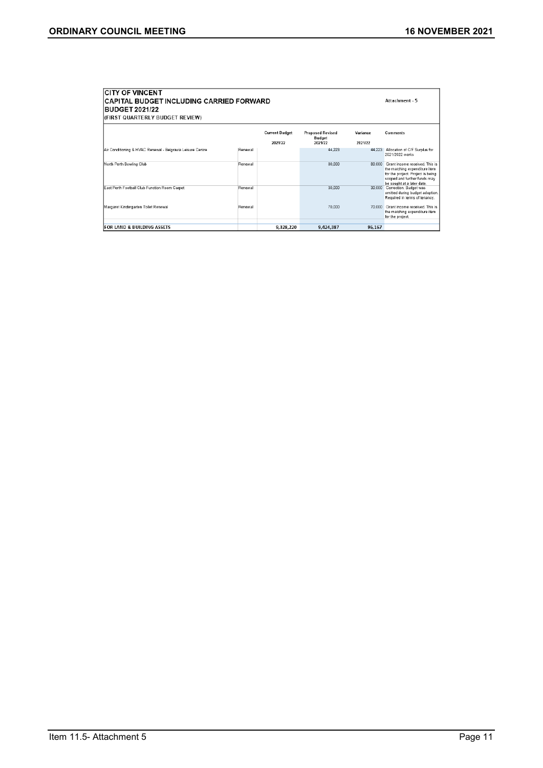**CITY OF VINCENT**
**CAPITAL BUDGET INCLUDING CARRIED FORWARD**
**BUDGET 2021/22**
**(FIRST QUARTERLY BUDGET REVIEW)**

Attachment - 5

| | | Current Budget 2021/22 | Proposed Revised Budget 2021/22 | Variance 2021/22 | Comments |
|---|---|---|---|---|---|
| Air Conditioning & HVAC Renewal - Belgravia Leisure Centre | Renewal | | 44,223 | 44,223 | Allocation of C/F Surplus for 2021/2022 works |
| North Perth Bowling Club | Renewal | | 80,000 | 80,000 | Grant income received. This is the matching expenditure item for the project. Project is being scoped and further funds may be sought at a later date. |
| East Perth Football Club Function Room Carpet | Renewal | | 30,000 | 30,000 | Correction. Budget was omitted during budget adoption. Required in terms of tenancy. |
| Margaret Kindergarten Toilet Renewal | Renewal | | 70,000 | 70,000 | Grant income received. This is the matching expenditure item for the project. |
| **FOR LAND & BUILDING ASSETS** | | **9,328,220** | **9,424,387** | **96,167** | |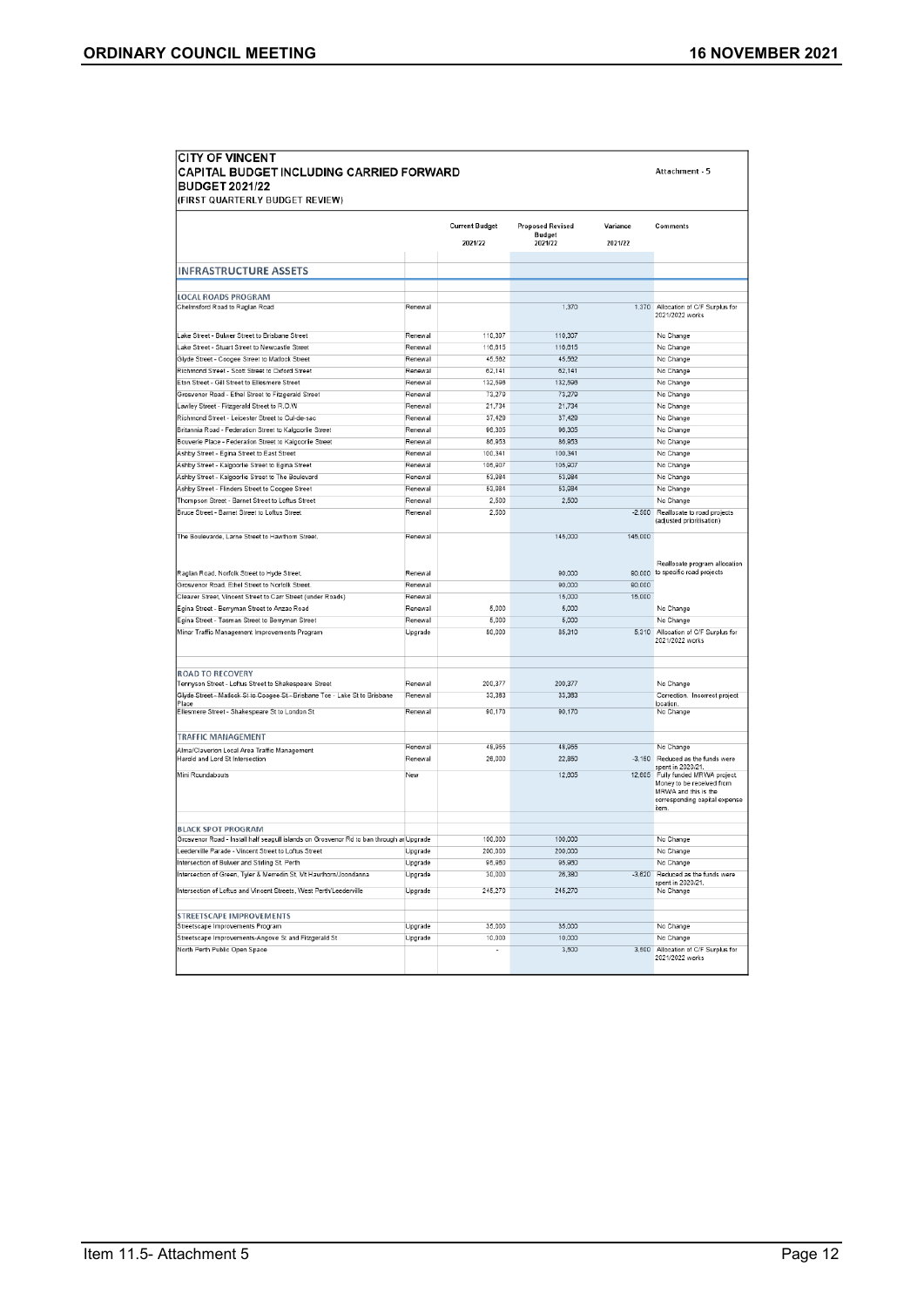**CITY OF VINCENT**
**CAPITAL BUDGET INCLUDING CARRIED FORWARD**
**BUDGET 2021/22**
**(FIRST QUARTERLY BUDGET REVIEW)**

Attachment - 5

| | | Current Budget 2021/22 | Proposed Revised Budget 2021/22 | Variance 2021/22 | Comments |
|---|---|---|---|---|---|
| **INFRASTRUCTURE ASSETS** | | | | | |
| **LOCAL ROADS PROGRAM** | | | | | |
| Chelmsford Road to Raglan Road | Renewal | | 1,370 | 1,370 | Allocation of C/F Surplus for 2021/2022 works |
| Lake Street - Bulwer Street to Brisbane Street | Renewal | 110,307 | 110,307 | | No Change |
| Lake Street - Stuart Street to Newcastle Street | Renewal | 116,615 | 116,615 | | No Change |
| Glyde Street - Coogee Street to Matlock Street | Renewal | 45,562 | 45,562 | | No Change |
| Richmond Street - Scott Street to Oxford Street | Renewal | 62,141 | 62,141 | | No Change |
| Eton Street - Gill Street to Ellesmere Street | Renewal | 132,598 | 132,598 | | No Change |
| Grosvenor Road - Ethel Street to Fitzgerald Street | Renewal | 73,279 | 73,279 | | No Change |
| Lawley Street - Fitzgerald Street to R.O.W | Renewal | 21,734 | 21,734 | | No Change |
| Richmond Street - Leicester Street to Cul-de-sac | Renewal | 37,429 | 37,429 | | No Change |
| Britannia Road - Federation Street to Kalgoorlie Street | Renewal | 96,305 | 96,305 | | No Change |
| Bouverie Place - Federation Street to Kalgoorlie Street | Renewal | 86,953 | 86,953 | | No Change |
| Ashby Street - Egina Street to East Street | Renewal | 100,341 | 100,341 | | No Change |
| Ashby Street - Kalgoorlie Street to Egina Street | Renewal | 106,907 | 106,907 | | No Change |
| Ashby Street - Kalgoorlie Street to The Boulevard | Renewal | 53,984 | 53,984 | | No Change |
| Ashby Street - Flinders Street to Coogee Street | Renewal | 53,984 | 53,984 | | No Change |
| Thompson Street - Barnet Street to Loftus Street | Renewal | 2,500 | 2,500 | | No Change |
| Bruce Street - Barnet Street to Loftus Street | Renewal | 2,500 | | -2,500 | Reallocate to road projects (adjusted prioritisation) |
| The Boulevarde, Larne Street to Hawthorn Street. | Renewal | | 145,000 | 145,000 | |
| Raglan Road, Norfolk Street to Hyde Street. | Renewal | | 90,000 | 90,000 | Reallocate program allocation to specific road projects |
| Grosvenor Road, Ethel Street to Norfolk Street. | Renewal | | 60,000 | 60,000 | |
| Cleaver Street, Vincent Street to Carr Street (under Roads) | Renewal | | 15,000 | 15,000 | |
| Egina Street - Berryman Street to Anzac Road | Renewal | 5,000 | 5,000 | | No Change |
| Egina Street - Tasman Street to Berryman Street | Renewal | 5,000 | 5,000 | | No Change |
| Minor Traffic Management Improvements Program | Upgrade | 80,000 | 85,310 | 5,310 | Allocation of C/F Surplus for 2021/2022 works |
| **ROAD TO RECOVERY** | | | | | |
| Tennyson Street - Loftus Street to Shakespeare Street | Renewal | 200,377 | 200,377 | | No Change |
| Glyde Street - Matlock St to Coogee St - Brisbane Tce - Lake St to Brisbane Place | Renewal | 33,383 | 33,383 | | Correction. Incorrect project location. |
| Ellesmere Street - Shakespeare St to London St | Renewal | 90,170 | 90,170 | | No Change |
| **TRAFFIC MANAGEMENT** | | | | | |
| Alma/Claverton Local Area Traffic Management | Renewal | 46,955 | 46,955 | | No Change |
| Harold and Lord St Intersection | Renewal | 26,000 | 22,850 | -3,150 | Reduced as the funds were spent in 2020/21. |
| Mini Roundabouts | New | | 12,605 | 12,605 | Fully funded MRWA project. Money to be received from MRWA and this is the corresponding capital expense item. |
| **BLACK SPOT PROGRAM** | | | | | |
| Grosvenor Road - Install half seagull islands on Grosvenor Rd to ban through an | Upgrade | 100,000 | 100,000 | | No Change |
| Leederville Parade - Vincent Street to Loftus Street | Upgrade | 200,000 | 200,000 | | No Change |
| Intersection of Bulwer and Stirling St, Perth | Upgrade | 95,950 | 95,950 | | No Change |
| Intersection of Green, Tyler & Merredin St, Mt Hawthorn/Joondanna | Upgrade | 30,000 | 26,380 | -3,620 | Reduced as the funds were spent in 2020/21. |
| Intersection of Loftus and Vincent Streets, West Perth/Leederville | Upgrade | 245,270 | 245,270 | | No Change |
| **STREETSCAPE IMPROVEMENTS** | | | | | |
| Streetscape Improvements Program | Upgrade | 35,000 | 35,000 | | No Change |
| Streetscape Improvements-Angove St and Fitzgerald St | Upgrade | 10,000 | 10,000 | | No Change |
| North Perth Public Open Space | | - | 3,500 | 3,500 | Allocation of C/F Surplus for 2021/2022 works |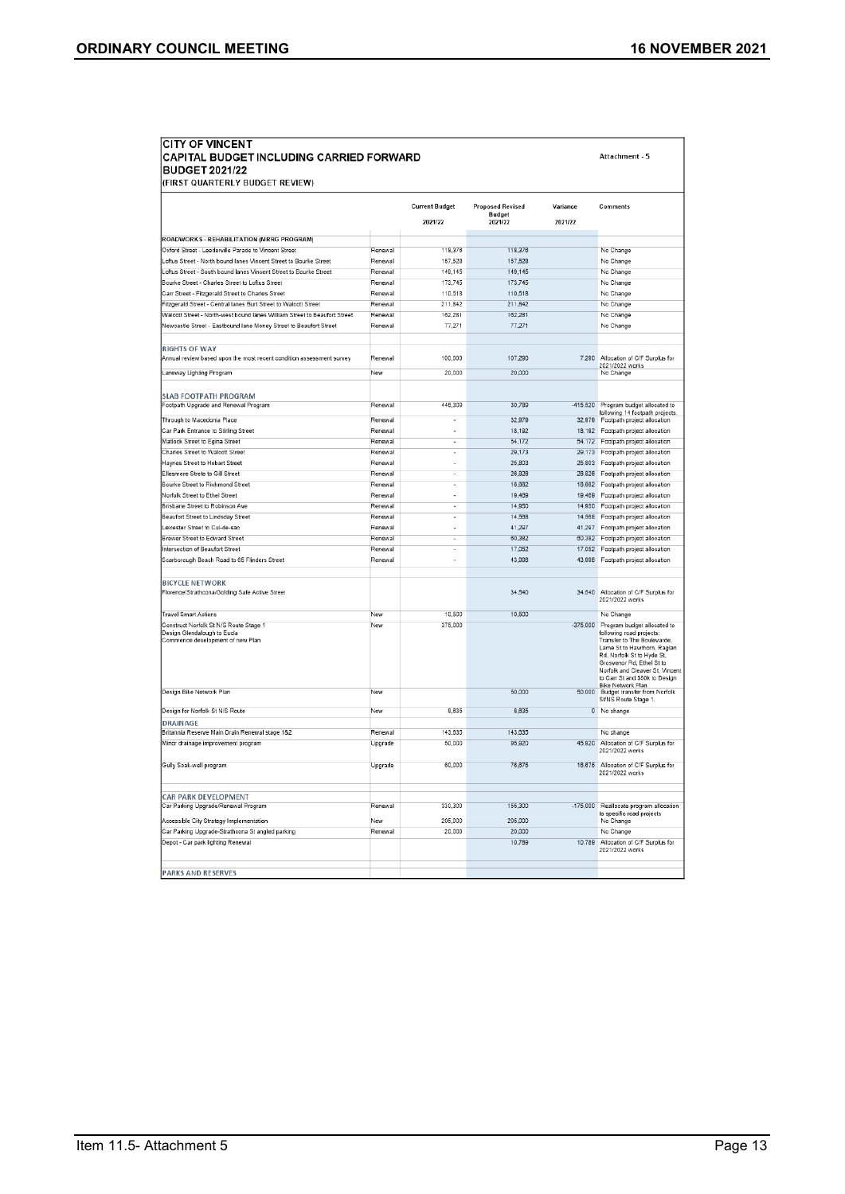**CITY OF VINCENT**
**CAPITAL BUDGET INCLUDING CARRIED FORWARD**
**BUDGET 2021/22**
**(FIRST QUARTERLY BUDGET REVIEW)**

Attachment - 5

| | | Current Budget 2021/22 | Proposed Revised Budget 2021/22 | Variance 2021/22 | Comments |
|---|---|---|---|---|---|
| **ROADWORKS - REHABILITATION (MRRG PROGRAM)** | | | | | |
| Oxford Street - Leederville Parade to Vincent Street | Renewal | 116,376 | 116,376 | | No Change |
| Loftus Street - North bound lanes Vincent Street to Bourke Street | Renewal | 157,529 | 157,529 | | No Change |
| Loftus Street - South bound lanes Vincent Street to Bourke Street | Renewal | 149,145 | 149,145 | | No Change |
| Bourke Street - Charles Street to Loftus Street | Renewal | 173,745 | 173,745 | | No Change |
| Carr Street - Fitzgerald Street to Charles Street | Renewal | 110,518 | 110,518 | | No Change |
| Fitzgerald Street - Central lanes Burt Street to Walcott Street | Renewal | 211,842 | 211,842 | | No Change |
| Walcott Street - North-west bound lanes William Street to Beaufort Street | Renewal | 162,281 | 162,281 | | No Change |
| Newcastle Street - Eastbound lane Money Street to Beaufort Street | Renewal | 77,271 | 77,271 | | No Change |
| **RIGHTS OF WAY** | | | | | |
| Annual review based upon the most recent condition assessment survey | Renewal | 100,000 | 107,290 | 7,290 | Allocation of C/F Surplus for 2021/2022 works |
| Laneway Lighting Program | New | 20,000 | 20,000 | | No Change |
| **SLAB FOOTPATH PROGRAM** | | | | | |
| Footpath Upgrade and Renewal Program | Renewal | 446,300 | 30,780 | -415,520 | Program budget allocated to following 14 footpath projects. |
| Through to Macedonia Place | Renewal | - | 32,979 | 32,979 | Footpath project allocation |
| Car Park Entrance to Stirling Street | Renewal | - | 18,192 | 18,192 | Footpath project allocation |
| Matlock Street to Egina Street | Renewal | - | 54,172 | 54,172 | Footpath project allocation |
| Charles Street to Walcott Street | Renewal | - | 29,173 | 29,173 | Footpath project allocation |
| Haynes Street to Hobart Street | Renewal | - | 25,803 | 25,803 | Footpath project allocation |
| Ellesmere Strete to Gill Street | Renewal | - | 26,826 | 26,826 | Footpath project allocation |
| Bourke Street to Richmond Street | Renewal | - | 16,662 | 16,662 | Footpath project allocation |
| Norfolk Street to Ethel Street | Renewal | - | 19,469 | 19,469 | Footpath project allocation |
| Brisbane Street to Robinson Ave | Renewal | - | 14,950 | 14,950 | Footpath project allocation |
| Beaufort Street to Lindsday Street | Renewal | - | 14,568 | 14,568 | Footpath project allocation |
| Leicester Street to Cul-de-sac | Renewal | - | 41,297 | 41,297 | Footpath project allocation |
| Brewer Street to Edward Street | Renewal | - | 60,382 | 60,382 | Footpath project allocation |
| Intersection of Beaufort Street | Renewal | - | 17,052 | 17,052 | Footpath project allocation |
| Scarborough Beach Road to 65 Flinders Street | Renewal | - | 43,996 | 43,996 | Footpath project allocation |
| **BICYCLE NETWORK** | | | | | |
| Florence/Strathcona/Golding Safe Active Street | | | 34,540 | 34,540 | Allocation of C/F Surplus for 2021/2022 works |
| Travel Smart Actions | New | 10,500 | 10,500 | | No Change |
| Construct Norfolk St N/S Route Stage 1<br>Design Glendalough to Eucla<br>Commence development of new Plan | New | 375,000 | | -375,000 | Program budget allocated to following road projects: Transfer to The Boulevarde, Larne St to Hawthorn, Raglan Rd, Norfolk St to Hyde St, Grosvenor Rd, Ethel St to Norfolk and Cleaver St, Vincent to Carr St and $50k to Design Bike Network Plan |
| Design Bike Network Plan | New | | 50,000 | 50,000 | Budget transfer from Norfolk St/NS Route Stage 1. |
| Design for Norfolk St N/S Route | New | 6,835 | 6,835 | 0 | No change |
| **DRAINAGE** | | | | | |
| Britannia Reserve Main Drain Renewal stage 1&2 | Renewal | 143,035 | 143,035 | | No change |
| Minor drainage improvement program | Upgrade | 50,000 | 95,920 | 45,920 | Allocation of C/F Surplus for 2021/2022 works |
| Gully Soak-well program | Upgrade | 60,000 | 76,675 | 16,675 | Allocation of C/F Surplus for 2021/2022 works |
| **CAR PARK DEVELOPMENT** | | | | | |
| Car Parking Upgrade/Renewal Program | Renewal | 330,300 | 155,300 | -175,000 | Reallocate program allocation to specific road projects |
| Accessible City Strategy Implementation | New | 205,000 | 205,000 | | No Change |
| Car Parking Upgrade-Strathcona St angled parking | Renewal | 20,000 | 20,000 | | No Change |
| Depot - Car park lighting Renewal | | | 10,789 | 10,789 | Allocation of C/F Surplus for 2021/2022 works |
| **PARKS AND RESERVES** | | | | | |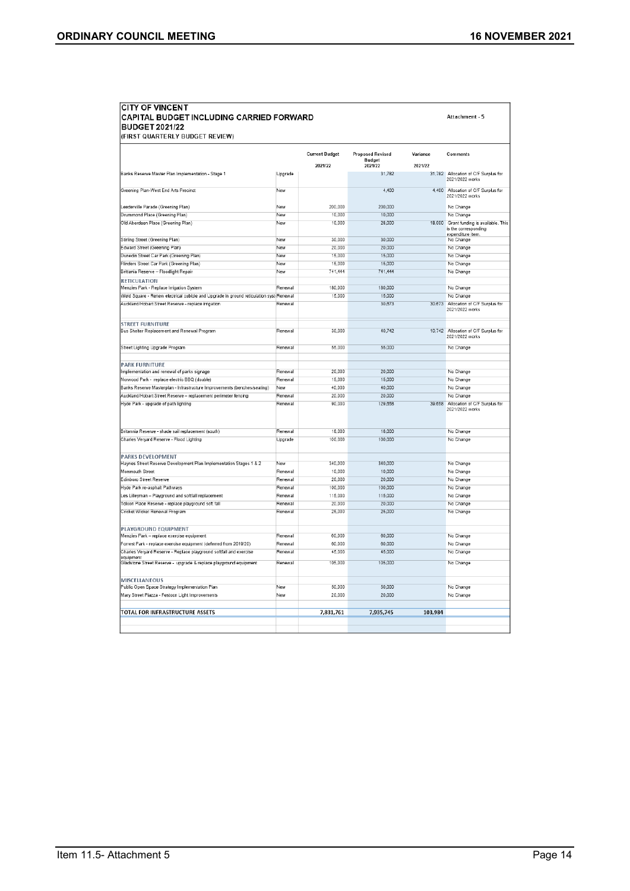**CITY OF VINCENT**
**CAPITAL BUDGET INCLUDING CARRIED FORWARD**
**BUDGET 2021/22**
(FIRST QUARTERLY BUDGET REVIEW)

Attachment - 5

| | | Current Budget 2021/22 | Proposed Revised Budget 2021/22 | Variance 2021/22 | Comments |
|---|---|---|---|---|---|
| Banks Reserve Master Plan Implementation - Stage 1 | Upgrade | | 31,782 | 31,782 | Allocation of C/F Surplus for 2021/2022 works |
| Greening Plan-West End Arts Precinct | New | | 4,400 | 4,400 | Allocation of C/F Surplus for 2021/2022 works |
| Leederville Parade (Greening Plan) | New | 200,000 | 200,000 | | No Change |
| Drummond Place (Greening Plan) | New | 10,000 | 10,000 | | No Change |
| Old Aberdeen Place (Greening Plan) | New | 10,000 | 28,000 | 18,000 | Grant funding is available. This is the corresponding expenditure item. |
| Stirling Street (Greening Plan) | New | 30,000 | 30,000 | | No Change |
| Edward Street (Greening Plan) | New | 20,000 | 20,000 | | No Change |
| Dunedin Street Car Park (Greening Plan) | New | 15,000 | 15,000 | | No Change |
| Flinders Street Car Park (Greening Plan) | New | 15,000 | 15,000 | | No Change |
| Britania Reserve – Floodlight Repair | New | 741,444 | 741,444 | | No Change |
| **RETICULATION** | | | | | |
| Menzies Park - Replace Irrigation System | Renewal | 180,000 | 180,000 | | No Change |
| Weld Square - Renew electrical cubicle and Upgrade in ground reticulation syst | Renewal | 15,000 | 15,000 | | No Change |
| Auckland/Hobart Street Reserve - replace irrigation | Renewal | | 30,673 | 30,673 | Allocation of C/F Surplus for 2021/2022 works |
| **STREET FURNITURE** | | | | | |
| Bus Shelter Replacement and Renewal Program | Renewal | 30,000 | 40,742 | 10,742 | Allocation of C/F Surplus for 2021/2022 works |
| Street Lighting Upgrade Program | Renewal | 55,000 | 55,000 | | No Change |
| **PARK FURNITURE** | | | | | |
| Implementation and renewal of parks signage | Renewal | 20,000 | 20,000 | | No Change |
| Norwood Park - replace electric BBQ (double) | Renewal | 15,000 | 15,000 | | No Change |
| Banks Reserve Masterplan - Infrastructure Improvements (benches/sealing) | New | 40,000 | 40,000 | | No Change |
| Auckland/Hobart Street Reserve – replacement perimeter fencing | Renewal | 20,000 | 20,000 | | No Change |
| Hyde Park - upgrade of path lighting | Renewal | 90,000 | 129,558 | 39,558 | Allocation of C/F Surplus for 2021/2022 works |
| Britannia Reserve - shade sail replacement (south) | Renewal | 18,000 | 18,000 | | No Change |
| Charles Veryard Reserve - Flood Lighting | Upgrade | 100,000 | 100,000 | | No Change |
| **PARKS DEVELOPMENT** | | | | | |
| Haynes Street Reserve Development Plan Implementation Stages 1 & 2 | New | 340,000 | 340,000 | | No Change |
| Monmouth Street | Renewal | 10,000 | 10,000 | | No Change |
| Edinboro Street Reserve | Renewal | 20,000 | 20,000 | | No Change |
| Hyde Park re-asphalt Pathways | Renewal | 100,000 | 100,000 | | No Change |
| Les Lilleyman – Playground and softfall replacement | Renewal | 115,000 | 115,000 | | No Change |
| Tolcon Place Reserve - replace playground soft fall | Renewal | 20,000 | 20,000 | | No Change |
| Cricket Wicket Renewal Program | Renewal | 25,000 | 25,000 | | No Change |
| **PLAYGROUND EQUIPMENT** | | | | | |
| Menzies Park – replace exercise equipment | Renewal | 60,000 | 60,000 | | No Change |
| Forrest Park - replace exercise equipment (deferred from 2019/20) | Renewal | 60,000 | 60,000 | | No Change |
| Charles Veryard Reserve - Replace playground softfall and exercise equipment | Renewal | 45,000 | 45,000 | | No Change |
| Gladstone Street Reserve - upgrade & replace playground equipment | Renewal | 105,000 | 105,000 | | No Change |
| **MISCELLANEOUS** | | | | | |
| Public Open Space Strategy Implementation Plan | New | 50,000 | 50,000 | | No Change |
| Mary Street Plazza - Festoon Light Improvements | New | 20,000 | 20,000 | | No Change |
| **TOTAL FOR INFRASTRUCTURE ASSETS** | | **7,831,761** | **7,935,745** | **103,984** | |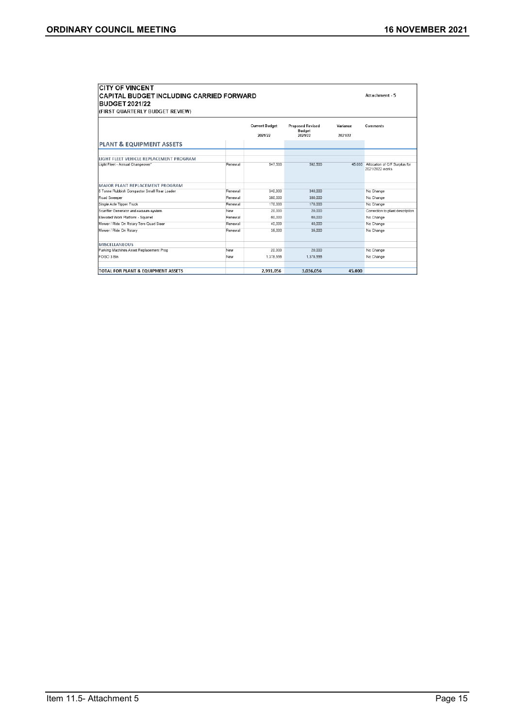**CITY OF VINCENT**
**CAPITAL BUDGET INCLUDING CARRIED FORWARD**
**BUDGET 2021/22**
**(FIRST QUARTERLY BUDGET REVIEW)**

Attachment - 5

| | | Current Budget 2021/22 | Proposed Revised Budget 2021/22 | Variance 2021/22 | Comments |
|---|---|---|---|---|---|
| **PLANT & EQUIPMENT ASSETS** | | | | | |
| **LIGHT FLEET VEHICLE REPLACEMENT PROGRAM** | | | | | |
| Light Fleet - Annual Changeover* | Renewal | 547,500 | 592,500 | 45,000 | Allocation of C/F Surplus for 2021/2022 works |
| **MAJOR PLANT REPLACEMENT PROGRAM** | | | | | |
| 5 Tonne Rubbish Compactor Small Rear Loader | Renewal | 340,000 | 340,000 | | No Change |
| Road Sweeper | Renewal | 380,000 | 380,000 | | No Change |
| Single Axle Tipper Truck | Renewal | 170,000 | 170,000 | | No Change |
| Scarifier Generator ~~and vacuum system~~ | New | 20,000 | 20,000 | | Correction to plant description |
| Elevated Work Platform - Squirrel | Renewal | 60,000 | 60,000 | | No Change |
| Mower / Ride On Rotary Toro Quad Steer | Renewal | 40,000 | 40,000 | | No Change |
| Mower / Ride On Rotary | Renewal | 35,000 | 35,000 | | No Change |
| **MISCELLANEOUS** | | | | | |
| Parking Machines Asset Replacement Prog | New | 20,000 | 20,000 | | No Change |
| FOGO 3 Bin | New | 1,378,556 | 1,378,556 | | No Change |
| **TOTAL FOR PLANT & EQUIPMENT ASSETS** | | **2,991,056** | **3,036,056** | **45,000** | |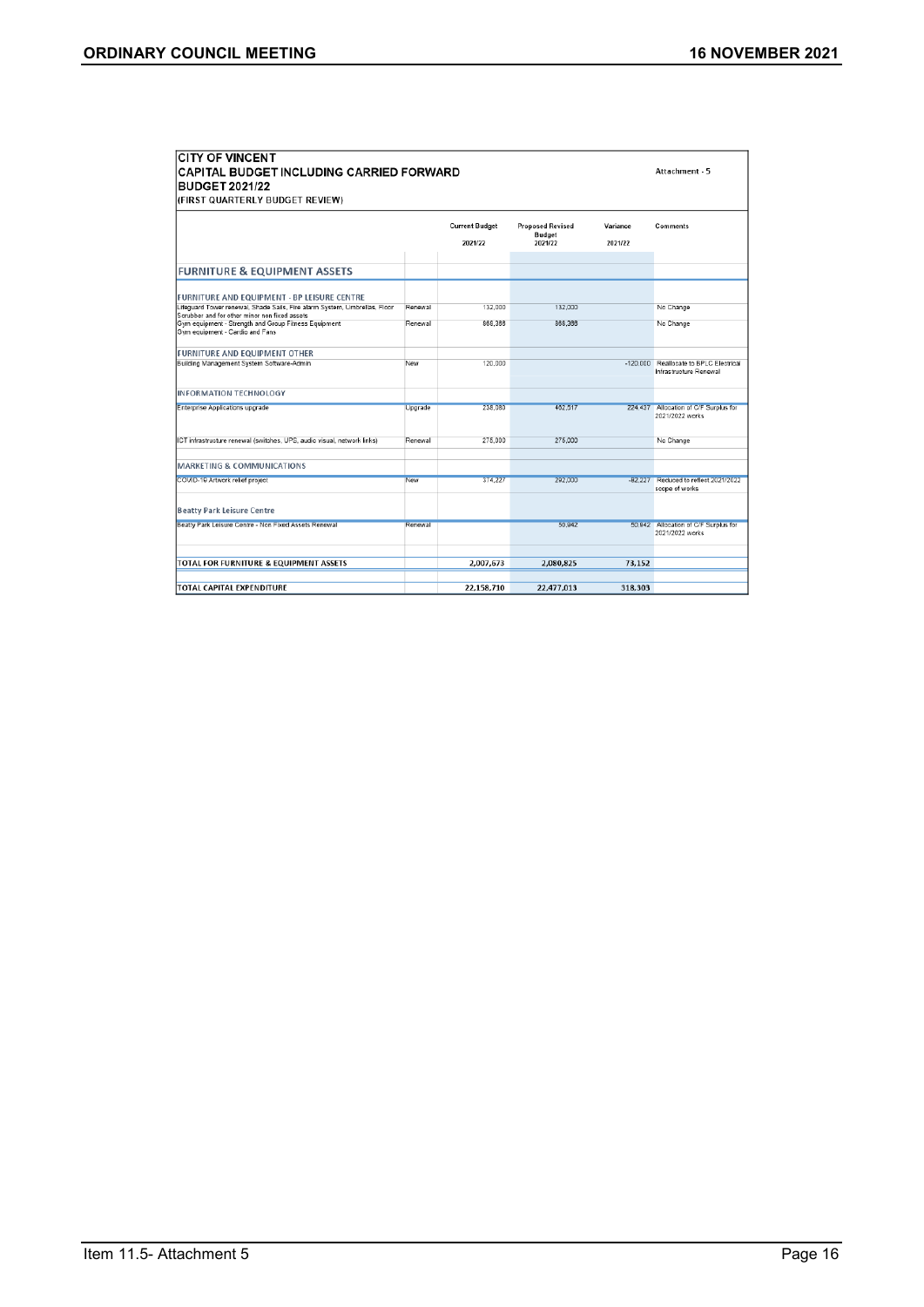# CITY OF VINCENT
## CAPITAL BUDGET INCLUDING CARRIED FORWARD
## BUDGET 2021/22
(FIRST QUARTERLY BUDGET REVIEW)

Attachment - 5

| | | Current Budget 2021/22 | Proposed Revised Budget 2021/22 | Variance 2021/22 | Comments |
|---|---|---|---|---|---|
| **FURNITURE & EQUIPMENT ASSETS** | | | | | |
| **FURNITURE AND EQUIPMENT - BP LEISURE CENTRE** | | | | | |
| Lifeguard Tower renewal, Shade Sails, Fire alarm System, Umbrellas, Floor Scrubber and for other minor non fixed assets | Renewal | 132,000 | 132,000 | | No Change |
| Gym equipment - Strength and Group Fitness Equipment Gym equipment - Cardio and Fans | Renewal | 868,388 | 868,388 | | No Change |
| **FURNITURE AND EQUIPMENT OTHER** | | | | | |
| Building Management System Software-Admin | New | 120,000 | | -120,000 | Reallocate to BPLC Electrical Infrastructure Renewal |
| **INFORMATION TECHNOLOGY** | | | | | |
| Enterprise Applications upgrade | Upgrade | 238,080 | 462,517 | 224,437 | Allocation of C/F Surplus for 2021/2022 works |
| ICT infrastructure renewal (switches, UPS, audio visual, network links) | Renewal | 275,000 | 275,000 | | No Change |
| **MARKETING & COMMUNICATIONS** | | | | | |
| COVID-19 Artwork relief project | New | 374,227 | 292,000 | -82,227 | Reduced to reflect 2021/2022 scope of works |
| **Beatty Park Leisure Centre** | | | | | |
| Beatty Park Leisure Centre - Non Fixed Assets Renewal | Renewal | | 50,942 | 50,942 | Allocation of C/F Surplus for 2021/2022 works |
| **TOTAL FOR FURNITURE & EQUIPMENT ASSETS** | | **2,007,673** | **2,080,825** | **73,152** | |
| **TOTAL CAPITAL EXPENDITURE** | | **22,158,710** | **22,477,013** | **318,303** | |